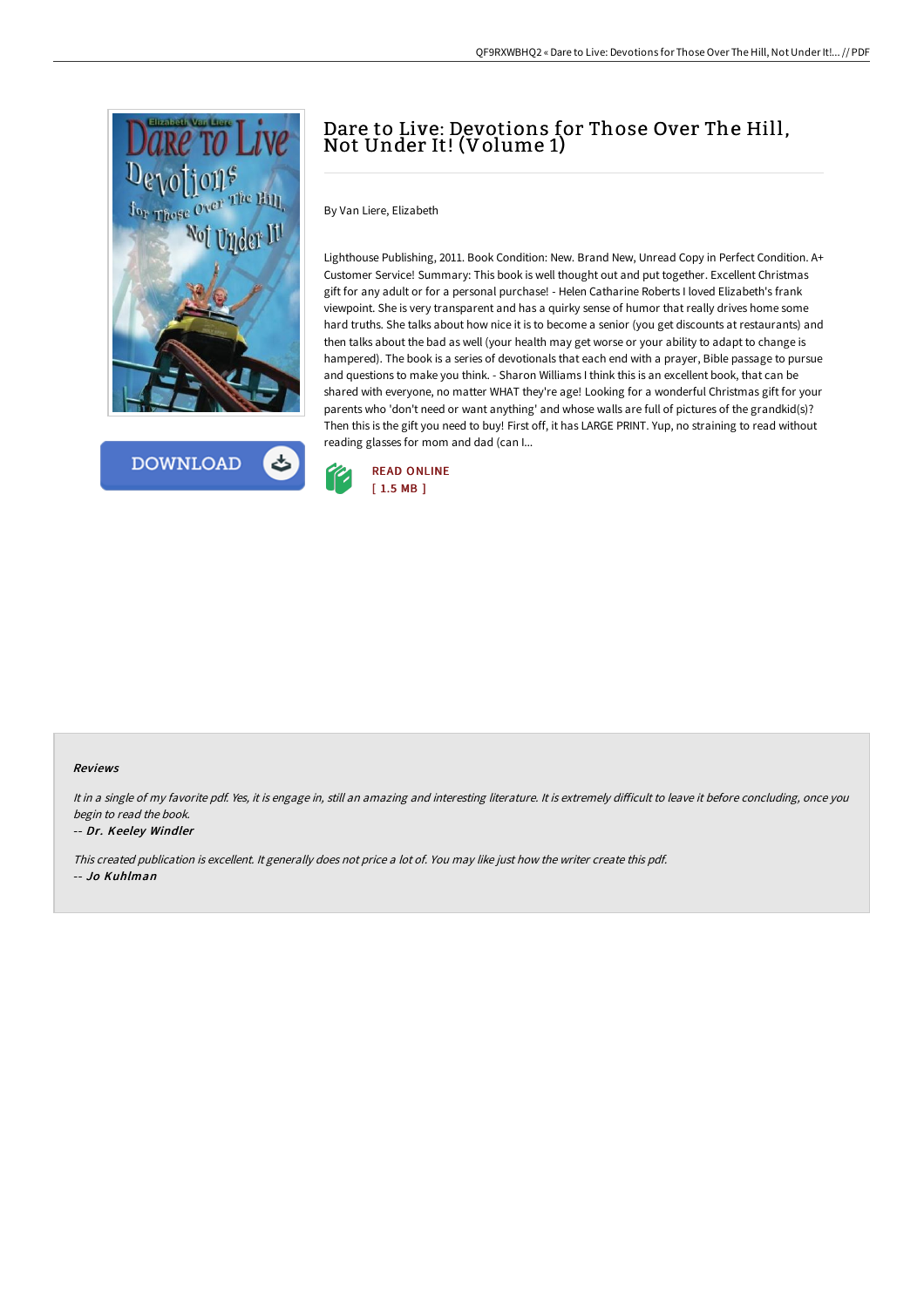# Dare to Live: Devotions for Those Over The Hill, Not Under It! (Volume 1)

By Van Liere, Elizabeth

Lighthouse Publishing, 2011. Book Condition: New. Brand New, Unread Copy in Perfect Condition. A+ Customer Service! Summary: This book is well thought out and put together. Excellent Christmas gift for any adult or for a personal purchase! - Helen Catharine Roberts I loved Elizabeth's frank viewpoint. She is very transparent and has a quirky sense of humor that really drives home some hard truths. She talks about how nice it is to become a senior (you get discounts at restaurants) and then talks about the bad as well (your health may get worse or your ability to adapt to change is hampered). The book is a series of devotionals that each end with a prayer, Bible passage to pursue and questions to make you think. - Sharon Williams I think this is an excellent book, that can be shared with everyone, no matter WHAT they're age! Looking for a wonderful Christmas gift for your parents who 'don't need or want anything' and whose walls are full of pictures of the grandkid(s)? Then this is the gift you need to buy! First off, it has LARGE PRINT. Yup, no straining to read without reading glasses for mom and dad (can I...

READ ONLINE
[ 1.5 MB ]

#### Reviews

*It in a single of my favorite pdf. Yes, it is engage in, still an amazing and interesting literature. It is extremely difficult to leave it before concluding, once you begin to read the book.*

*-- Dr. Keeley Windler*

*This created publication is excellent. It generally does not price a lot of. You may like just how the writer create this pdf.*

*-- Jo Kuhlman*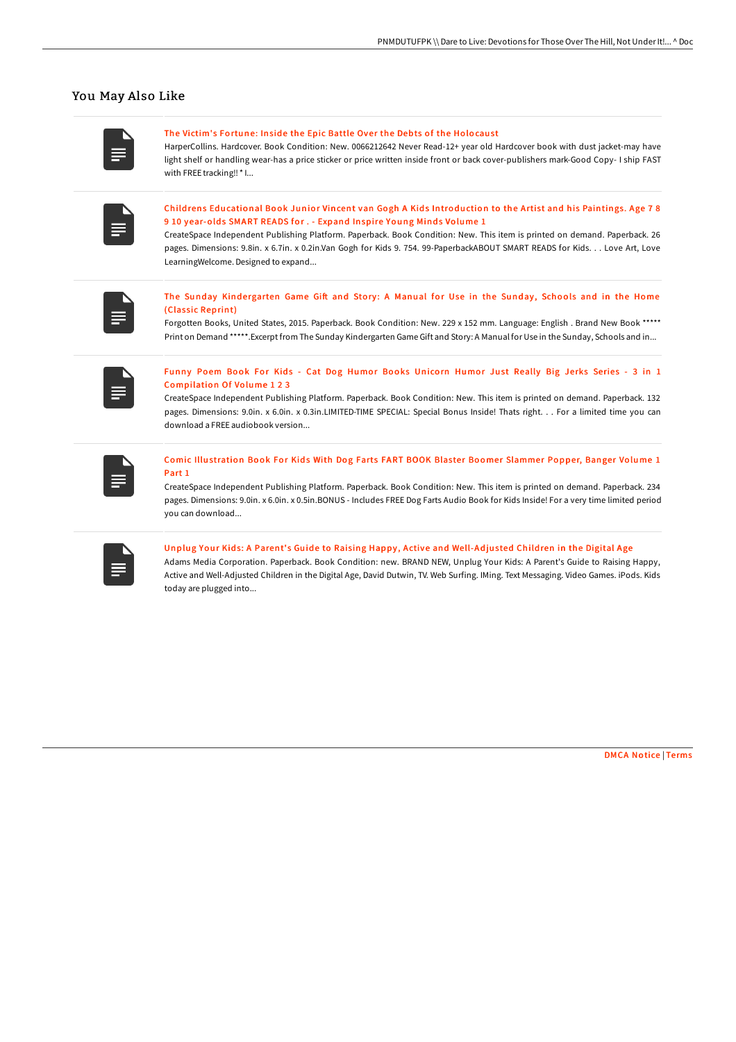## You May Also Like

### The Victim's Fortune: Inside the Epic Battle Over the Debts of the Holocaust

HarperCollins. Hardcover. Book Condition: New. 0066212642 Never Read-12+ year old Hardcover book with dust jacket-may have light shelf or handling wear-has a price sticker or price written inside front or back cover-publishers mark-Good Copy- I ship FAST with FREE tracking!! * I...

### Childrens Educational Book Junior Vincent van Gogh A Kids Introduction to the Artist and his Paintings. Age 7 8 9 10 year-olds SMART READS for . - Expand Inspire Young Minds Volume 1

CreateSpace Independent Publishing Platform. Paperback. Book Condition: New. This item is printed on demand. Paperback. 26 pages. Dimensions: 9.8in. x 6.7in. x 0.2in.Van Gogh for Kids 9. 754. 99-PaperbackABOUT SMART READS for Kids. . . Love Art, Love LearningWelcome. Designed to expand...

### The Sunday Kindergarten Game Gift and Story: A Manual for Use in the Sunday, Schools and in the Home (Classic Reprint)

Forgotten Books, United States, 2015. Paperback. Book Condition: New. 229 x 152 mm. Language: English . Brand New Book ***** Print on Demand *****.Excerpt from The Sunday Kindergarten Game Gift and Story: A Manual for Use in the Sunday, Schools and in...

### Funny Poem Book For Kids - Cat Dog Humor Books Unicorn Humor Just Really Big Jerks Series - 3 in 1 Compilation Of Volume 1 2 3

CreateSpace Independent Publishing Platform. Paperback. Book Condition: New. This item is printed on demand. Paperback. 132 pages. Dimensions: 9.0in. x 6.0in. x 0.3in.LIMITED-TIME SPECIAL: Special Bonus Inside! Thats right. . . For a limited time you can download a FREE audiobook version...

### Comic Illustration Book For Kids With Dog Farts FART BOOK Blaster Boomer Slammer Popper, Banger Volume 1 Part 1

CreateSpace Independent Publishing Platform. Paperback. Book Condition: New. This item is printed on demand. Paperback. 234 pages. Dimensions: 9.0in. x 6.0in. x 0.5in.BONUS - Includes FREE Dog Farts Audio Book for Kids Inside! For a very time limited period you can download...

### Unplug Your Kids: A Parent's Guide to Raising Happy, Active and Well-Adjusted Children in the Digital Age

Adams Media Corporation. Paperback. Book Condition: new. BRAND NEW, Unplug Your Kids: A Parent's Guide to Raising Happy, Active and Well-Adjusted Children in the Digital Age, David Dutwin, TV. Web Surfing. IMing. Text Messaging. Video Games. iPods. Kids today are plugged into...

DMCA Notice | Terms